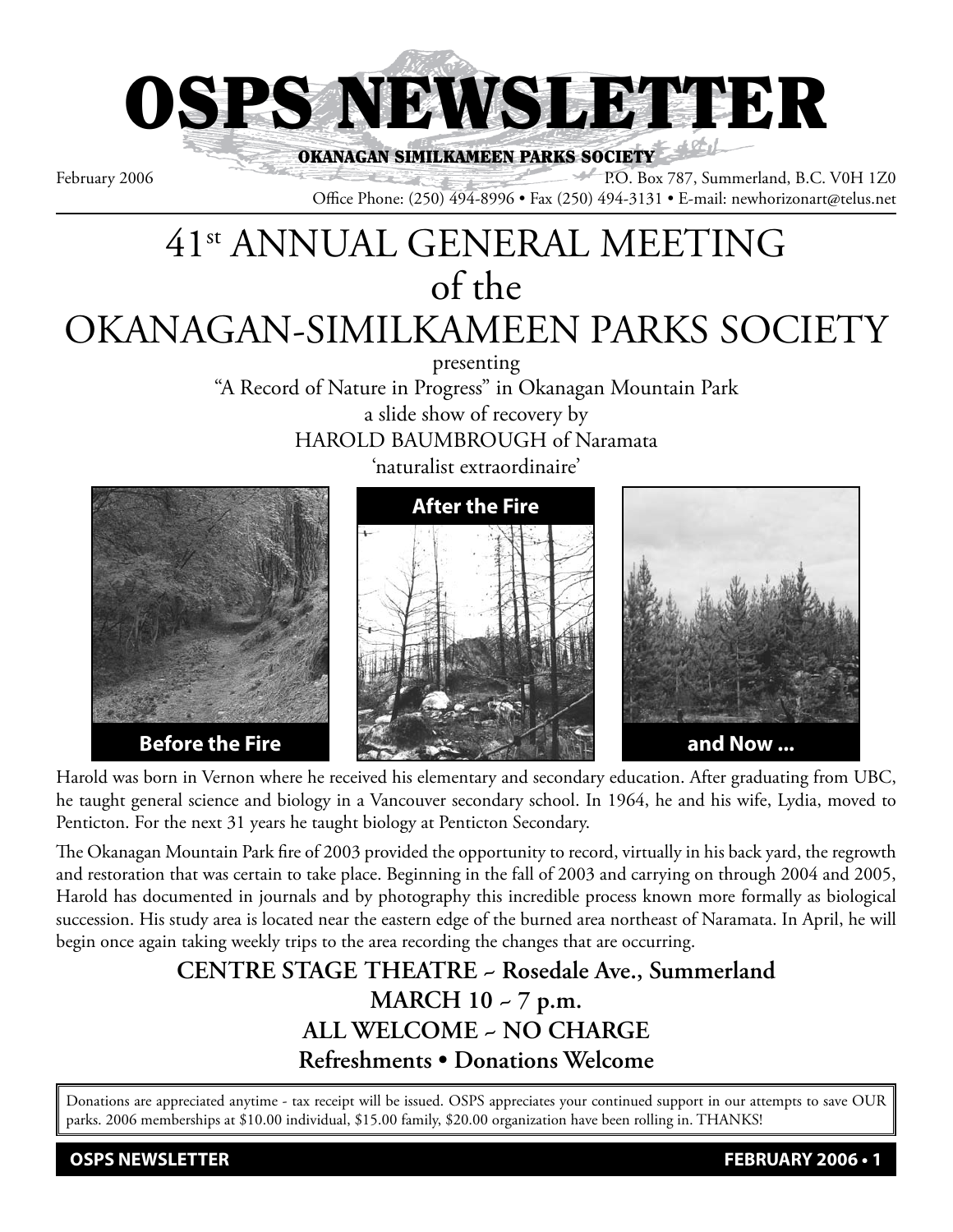# OSPS NEWSLETTER

**OKANAGAN SIMILKAMEEN PARKS SOCIETY**

February 2006

P.O. Box 787, Summerland, B.C. V0H 1Z0

Office Phone: (250) 494-8996 • Fax (250) 494-3131 • E-mail: newhorizonart@telus.net

# 41st ANNUAL GENERAL MEETING of the OKANAGAN-SIMILKAMEEN PARKS SOCIETY

presenting

"A Record of Nature in Progress" in Okanagan Mountain Park

a slide show of recovery by

HAROLD BAUMBROUGH of Naramata

'naturalist extraordinaire'

**Before the Fire**

**After the Fire**

**and Now ...**

Harold was born in Vernon where he received his elementary and secondary education. After graduating from UBC, he taught general science and biology in a Vancouver secondary school. In 1964, he and his wife, Lydia, moved to Penticton. For the next 31 years he taught biology at Penticton Secondary.

The Okanagan Mountain Park fire of 2003 provided the opportunity to record, virtually in his back yard, the regrowth and restoration that was certain to take place. Beginning in the fall of 2003 and carrying on through 2004 and 2005, Harold has documented in journals and by photography this incredible process known more formally as biological succession. His study area is located near the eastern edge of the burned area northeast of Naramata. In April, he will begin once again taking weekly trips to the area recording the changes that are occurring.

**CENTRE STAGE THEATRE ~ Rosedale Ave., Summerland**

**MARCH 10 ~ 7 p.m.**

**ALL WELCOME ~ NO CHARGE**

**Refreshments • Donations Welcome**

Donations are appreciated anytime - tax receipt will be issued. OSPS appreciates your continued support in our attempts to save OUR parks. 2006 memberships at $10.00 individual, $15.00 family, $20.00 organization have been rolling in. THANKS!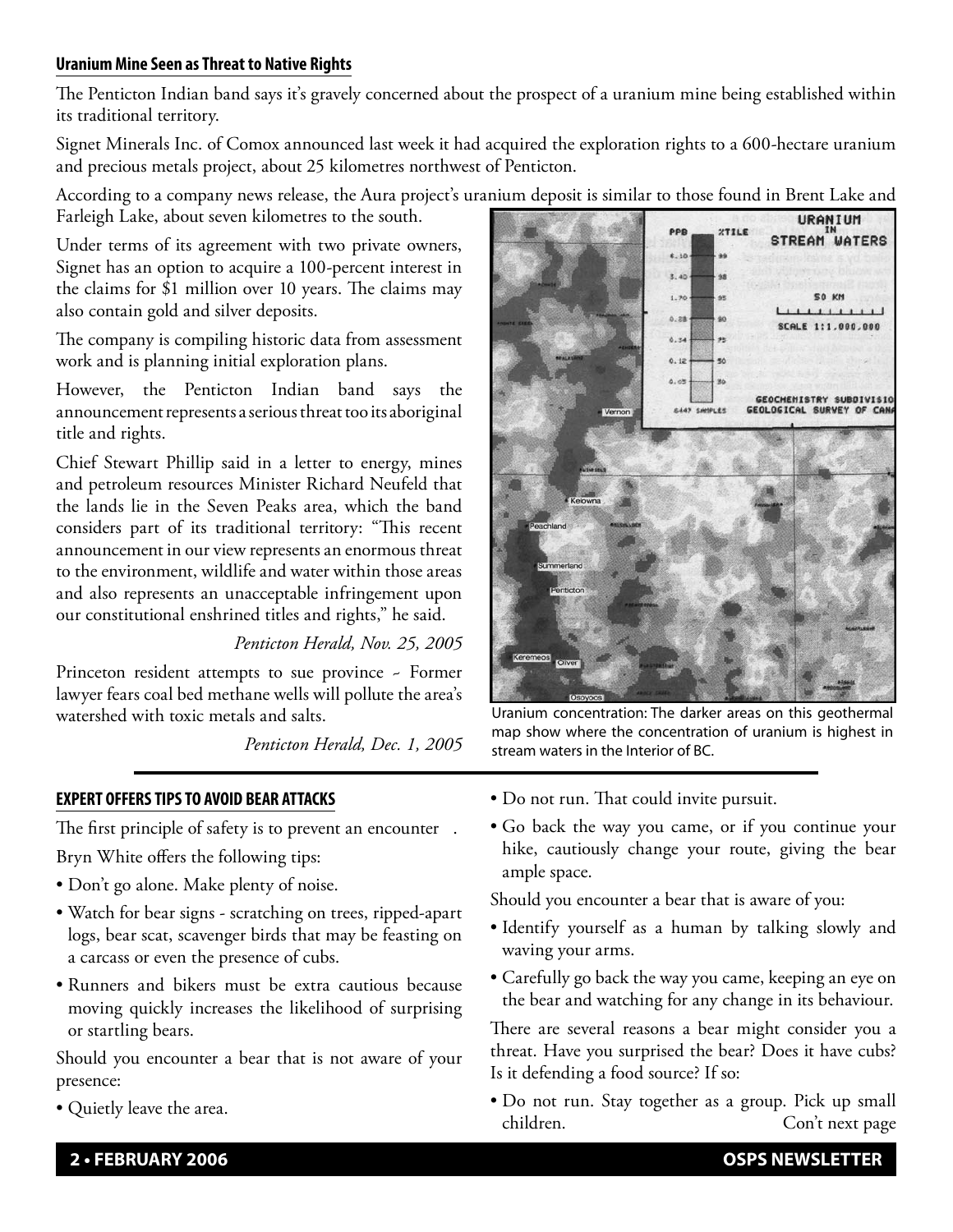## Uranium Mine Seen as Threat to Native Rights

The Penticton Indian band says it's gravely concerned about the prospect of a uranium mine being established within its traditional territory.

Signet Minerals Inc. of Comox announced last week it had acquired the exploration rights to a 600-hectare uranium and precious metals project, about 25 kilometres northwest of Penticton.

According to a company news release, the Aura project's uranium deposit is similar to those found in Brent Lake and Farleigh Lake, about seven kilometres to the south.

Under terms of its agreement with two private owners, Signet has an option to acquire a 100-percent interest in the claims for $1 million over 10 years. The claims may also contain gold and silver deposits.

The company is compiling historic data from assessment work and is planning initial exploration plans.

However, the Penticton Indian band says the announcement represents a serious threat too its aboriginal title and rights.

Chief Stewart Phillip said in a letter to energy, mines and petroleum resources Minister Richard Neufeld that the lands lie in the Seven Peaks area, which the band considers part of its traditional territory: "This recent announcement in our view represents an enormous threat to the environment, wildlife and water within those areas and also represents an unacceptable infringement upon our constitutional enshrined titles and rights," he said.

*Penticton Herald, Nov. 25, 2005*

Princeton resident attempts to sue province ~ Former lawyer fears coal bed methane wells will pollute the area's watershed with toxic metals and salts.

*Penticton Herald, Dec. 1, 2005*

Uranium concentration: The darker areas on this geothermal map show where the concentration of uranium is highest in stream waters in the Interior of BC.

## EXPERT OFFERS TIPS TO AVOID BEAR ATTACKS

The first principle of safety is to prevent an encounter .

Bryn White offers the following tips:

- Don't go alone. Make plenty of noise.
- Watch for bear signs - scratching on trees, ripped-apart logs, bear scat, scavenger birds that may be feasting on a carcass or even the presence of cubs.
- Runners and bikers must be extra cautious because moving quickly increases the likelihood of surprising or startling bears.

Should you encounter a bear that is not aware of your presence:

- Quietly leave the area.
- Do not run. That could invite pursuit.
- Go back the way you came, or if you continue your hike, cautiously change your route, giving the bear ample space.

Should you encounter a bear that is aware of you:

- Identify yourself as a human by talking slowly and waving your arms.
- Carefully go back the way you came, keeping an eye on the bear and watching for any change in its behaviour.

There are several reasons a bear might consider you a threat. Have you surprised the bear? Does it have cubs? Is it defending a food source? If so:

- Do not run. Stay together as a group. Pick up small children.

Con't next page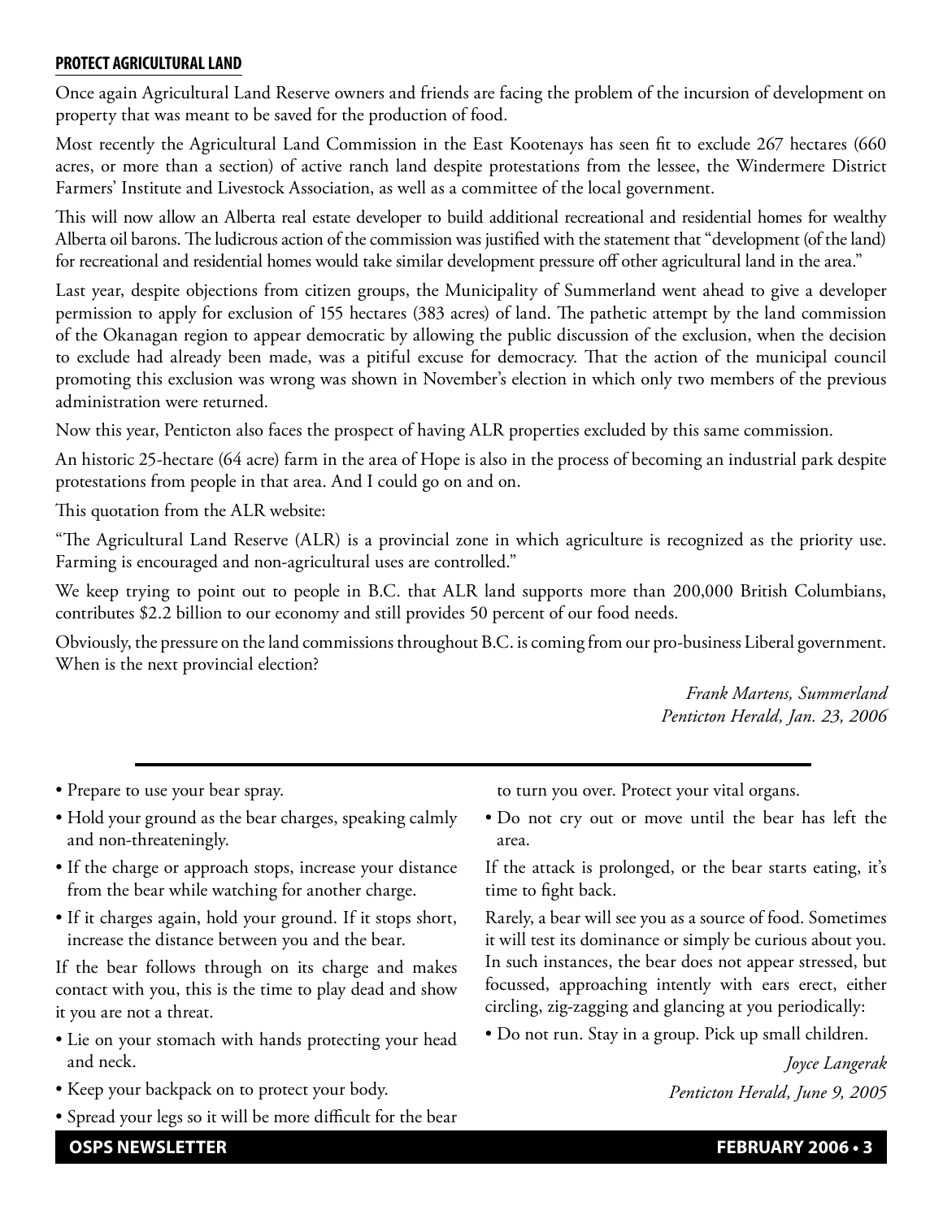## PROTECT AGRICULTURAL LAND

Once again Agricultural Land Reserve owners and friends are facing the problem of the incursion of development on property that was meant to be saved for the production of food.

Most recently the Agricultural Land Commission in the East Kootenays has seen fit to exclude 267 hectares (660 acres, or more than a section) of active ranch land despite protestations from the lessee, the Windermere District Farmers' Institute and Livestock Association, as well as a committee of the local government.

This will now allow an Alberta real estate developer to build additional recreational and residential homes for wealthy Alberta oil barons. The ludicrous action of the commission was justified with the statement that "development (of the land) for recreational and residential homes would take similar development pressure off other agricultural land in the area."

Last year, despite objections from citizen groups, the Municipality of Summerland went ahead to give a developer permission to apply for exclusion of 155 hectares (383 acres) of land. The pathetic attempt by the land commission of the Okanagan region to appear democratic by allowing the public discussion of the exclusion, when the decision to exclude had already been made, was a pitiful excuse for democracy. That the action of the municipal council promoting this exclusion was wrong was shown in November's election in which only two members of the previous administration were returned.

Now this year, Penticton also faces the prospect of having ALR properties excluded by this same commission.

An historic 25-hectare (64 acre) farm in the area of Hope is also in the process of becoming an industrial park despite protestations from people in that area. And I could go on and on.

This quotation from the ALR website:

"The Agricultural Land Reserve (ALR) is a provincial zone in which agriculture is recognized as the priority use. Farming is encouraged and non-agricultural uses are controlled."

We keep trying to point out to people in B.C. that ALR land supports more than 200,000 British Columbians, contributes $2.2 billion to our economy and still provides 50 percent of our food needs.

Obviously, the pressure on the land commissions throughout B.C. is coming from our pro-business Liberal government. When is the next provincial election?

*Frank Martens, Summerland*
*Penticton Herald, Jan. 23, 2006*

---

- Prepare to use your bear spray.
- Hold your ground as the bear charges, speaking calmly and non-threateningly.
- If the charge or approach stops, increase your distance from the bear while watching for another charge.
- If it charges again, hold your ground. If it stops short, increase the distance between you and the bear.

If the bear follows through on its charge and makes contact with you, this is the time to play dead and show it you are not a threat.

- Lie on your stomach with hands protecting your head and neck.
- Keep your backpack on to protect your body.
- Spread your legs so it will be more difficult for the bear to turn you over. Protect your vital organs.
- Do not cry out or move until the bear has left the area.

If the attack is prolonged, or the bear starts eating, it's time to fight back.

Rarely, a bear will see you as a source of food. Sometimes it will test its dominance or simply be curious about you. In such instances, the bear does not appear stressed, but focussed, approaching intently with ears erect, either circling, zig-zagging and glancing at you periodically:

- Do not run. Stay in a group. Pick up small children.

*Joyce Langerak*
*Penticton Herald, June 9, 2005*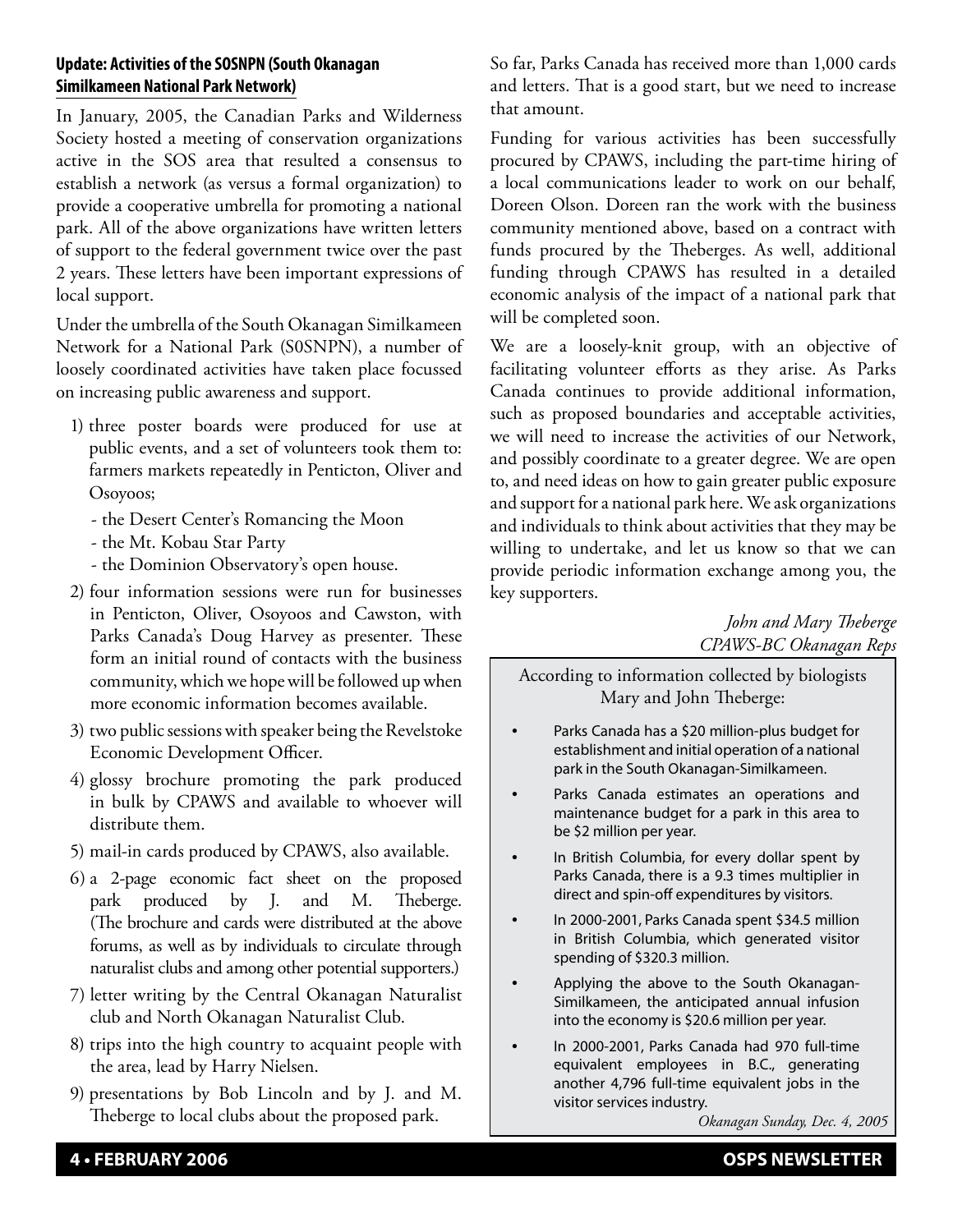### Update: Activities of the SOSNPN (South Okanagan Similkameen National Park Network)

In January, 2005, the Canadian Parks and Wilderness Society hosted a meeting of conservation organizations active in the SOS area that resulted a consensus to establish a network (as versus a formal organization) to provide a cooperative umbrella for promoting a national park. All of the above organizations have written letters of support to the federal government twice over the past 2 years. These letters have been important expressions of local support.

Under the umbrella of the South Okanagan Similkameen Network for a National Park (S0SNPN), a number of loosely coordinated activities have taken place focussed on increasing public awareness and support.

1) three poster boards were produced for use at public events, and a set of volunteers took them to: farmers markets repeatedly in Penticton, Oliver and Osoyoos;
   - the Desert Center's Romancing the Moon
   - the Mt. Kobau Star Party
   - the Dominion Observatory's open house.
2) four information sessions were run for businesses in Penticton, Oliver, Osoyoos and Cawston, with Parks Canada's Doug Harvey as presenter. These form an initial round of contacts with the business community, which we hope will be followed up when more economic information becomes available.
3) two public sessions with speaker being the Revelstoke Economic Development Officer.
4) glossy brochure promoting the park produced in bulk by CPAWS and available to whoever will distribute them.
5) mail-in cards produced by CPAWS, also available.
6) a 2-page economic fact sheet on the proposed park produced by J. and M. Theberge. (The brochure and cards were distributed at the above forums, as well as by individuals to circulate through naturalist clubs and among other potential supporters.)
7) letter writing by the Central Okanagan Naturalist club and North Okanagan Naturalist Club.
8) trips into the high country to acquaint people with the area, lead by Harry Nielsen.
9) presentations by Bob Lincoln and by J. and M. Theberge to local clubs about the proposed park.

So far, Parks Canada has received more than 1,000 cards and letters. That is a good start, but we need to increase that amount.

Funding for various activities has been successfully procured by CPAWS, including the part-time hiring of a local communications leader to work on our behalf, Doreen Olson. Doreen ran the work with the business community mentioned above, based on a contract with funds procured by the Theberges. As well, additional funding through CPAWS has resulted in a detailed economic analysis of the impact of a national park that will be completed soon.

We are a loosely-knit group, with an objective of facilitating volunteer efforts as they arise. As Parks Canada continues to provide additional information, such as proposed boundaries and acceptable activities, we will need to increase the activities of our Network, and possibly coordinate to a greater degree. We are open to, and need ideas on how to gain greater public exposure and support for a national park here. We ask organizations and individuals to think about activities that they may be willing to undertake, and let us know so that we can provide periodic information exchange among you, the key supporters.

*John and Mary Theberge*
*CPAWS-BC Okanagan Reps*

According to information collected by biologists Mary and John Theberge:

- Parks Canada has a $20 million-plus budget for establishment and initial operation of a national park in the South Okanagan-Similkameen.
- Parks Canada estimates an operations and maintenance budget for a park in this area to be $2 million per year.
- In British Columbia, for every dollar spent by Parks Canada, there is a 9.3 times multiplier in direct and spin-off expenditures by visitors.
- In 2000-2001, Parks Canada spent $34.5 million in British Columbia, which generated visitor spending of $320.3 million.
- Applying the above to the South Okanagan-Similkameen, the anticipated annual infusion into the economy is $20.6 million per year.
- In 2000-2001, Parks Canada had 970 full-time equivalent employees in B.C., generating another 4,796 full-time equivalent jobs in the visitor services industry.

*Okanagan Sunday, Dec. 4, 2005*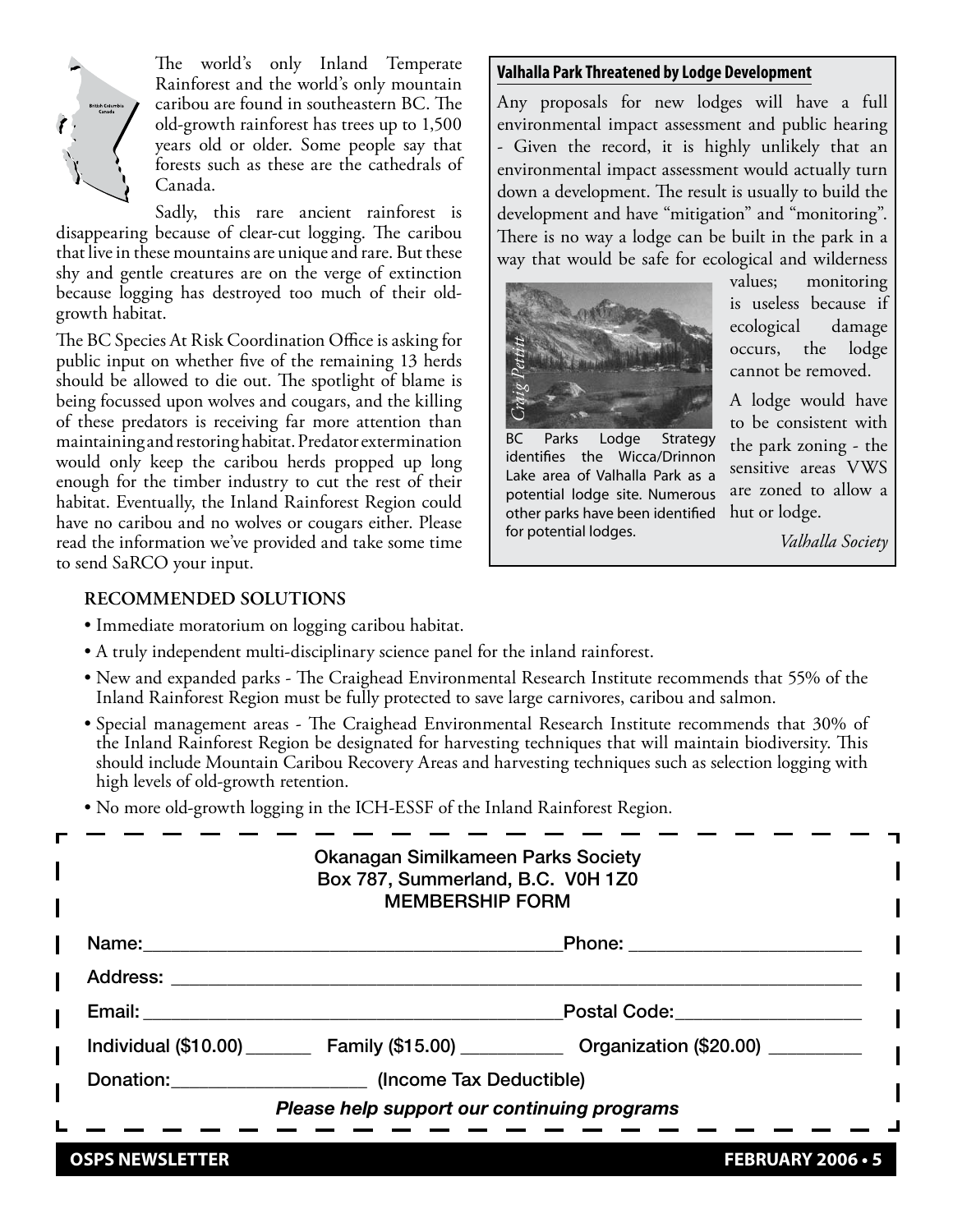The world's only Inland Temperate Rainforest and the world's only mountain caribou are found in southeastern BC. The old-growth rainforest has trees up to 1,500 years old or older. Some people say that forests such as these are the cathedrals of Canada.

Sadly, this rare ancient rainforest is disappearing because of clear-cut logging. The caribou that live in these mountains are unique and rare. But these shy and gentle creatures are on the verge of extinction because logging has destroyed too much of their old-growth habitat.

The BC Species At Risk Coordination Office is asking for public input on whether five of the remaining 13 herds should be allowed to die out. The spotlight of blame is being focussed upon wolves and cougars, and the killing of these predators is receiving far more attention than maintaining and restoring habitat. Predator extermination would only keep the caribou herds propped up long enough for the timber industry to cut the rest of their habitat. Eventually, the Inland Rainforest Region could have no caribou and no wolves or cougars either. Please read the information we've provided and take some time to send SaRCO your input.

### Valhalla Park Threatened by Lodge Development

Any proposals for new lodges will have a full environmental impact assessment and public hearing - Given the record, it is highly unlikely that an environmental impact assessment would actually turn down a development. The result is usually to build the development and have "mitigation" and "monitoring". There is no way a lodge can be built in the park in a way that would be safe for ecological and wilderness values; monitoring is useless because if ecological damage occurs, the lodge cannot be removed.

A lodge would have to be consistent with the park zoning - the sensitive areas VWS are zoned to allow a hut or lodge.

*Valhalla Society*

BC Parks Lodge Strategy identifies the Wicca/Drinnon Lake area of Valhalla Park as a potential lodge site. Numerous other parks have been identified for potential lodges.

### RECOMMENDED SOLUTIONS

- Immediate moratorium on logging caribou habitat.
- A truly independent multi-disciplinary science panel for the inland rainforest.
- New and expanded parks - The Craighead Environmental Research Institute recommends that 55% of the Inland Rainforest Region must be fully protected to save large carnivores, caribou and salmon.
- Special management areas - The Craighead Environmental Research Institute recommends that 30% of the Inland Rainforest Region be designated for harvesting techniques that will maintain biodiversity. This should include Mountain Caribou Recovery Areas and harvesting techniques such as selection logging with high levels of old-growth retention.
- No more old-growth logging in the ICH-ESSF of the Inland Rainforest Region.

---

Okanagan Similkameen Parks Society
Box 787, Summerland, B.C. V0H 1Z0
MEMBERSHIP FORM

Name:\_\_\_\_\_\_\_\_\_\_\_\_\_\_\_\_\_\_\_\_ Phone: \_\_\_\_\_\_\_\_\_\_\_\_\_\_\_\_

Address: \_\_\_\_\_\_\_\_\_\_\_\_\_\_\_\_\_\_\_\_\_\_\_\_\_\_\_\_\_\_\_\_\_\_\_\_

Email: \_\_\_\_\_\_\_\_\_\_\_\_\_\_\_\_\_\_\_\_ Postal Code:\_\_\_\_\_\_\_\_\_\_\_\_\_\_\_\_

Individual ($10.00) \_\_\_\_\_\_ Family ($15.00) \_\_\_\_\_\_\_\_ Organization ($20.00) \_\_\_\_\_\_\_\_

Donation:\_\_\_\_\_\_\_\_\_\_\_\_\_\_\_\_ (Income Tax Deductible)

***Please help support our continuing programs***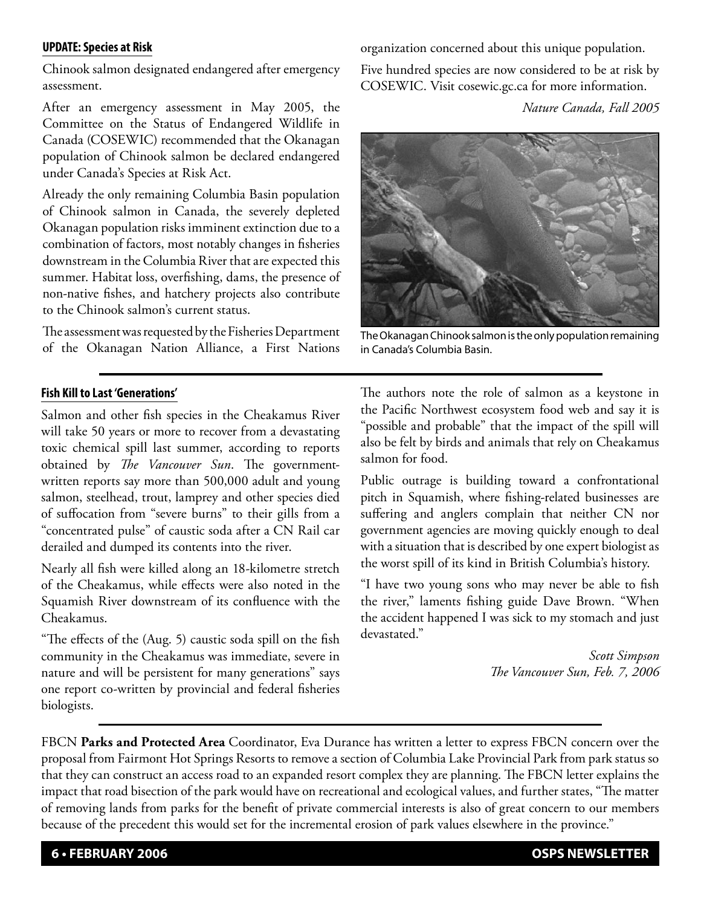### UPDATE: Species at Risk

Chinook salmon designated endangered after emergency assessment.

After an emergency assessment in May 2005, the Committee on the Status of Endangered Wildlife in Canada (COSEWIC) recommended that the Okanagan population of Chinook salmon be declared endangered under Canada's Species at Risk Act.

Already the only remaining Columbia Basin population of Chinook salmon in Canada, the severely depleted Okanagan population risks imminent extinction due to a combination of factors, most notably changes in fisheries downstream in the Columbia River that are expected this summer. Habitat loss, overfishing, dams, the presence of non-native fishes, and hatchery projects also contribute to the Chinook salmon's current status.

The assessment was requested by the Fisheries Department of the Okanagan Nation Alliance, a First Nations organization concerned about this unique population.

Five hundred species are now considered to be at risk by COSEWIC. Visit cosewic.gc.ca for more information.

*Nature Canada, Fall 2005*

The Okanagan Chinook salmon is the only population remaining in Canada's Columbia Basin.

---

### Fish Kill to Last 'Generations'

Salmon and other fish species in the Cheakamus River will take 50 years or more to recover from a devastating toxic chemical spill last summer, according to reports obtained by *The Vancouver Sun*. The government-written reports say more than 500,000 adult and young salmon, steelhead, trout, lamprey and other species died of suffocation from "severe burns" to their gills from a "concentrated pulse" of caustic soda after a CN Rail car derailed and dumped its contents into the river.

Nearly all fish were killed along an 18-kilometre stretch of the Cheakamus, while effects were also noted in the Squamish River downstream of its confluence with the Cheakamus.

"The effects of the (Aug. 5) caustic soda spill on the fish community in the Cheakamus was immediate, severe in nature and will be persistent for many generations" says one report co-written by provincial and federal fisheries biologists.

The authors note the role of salmon as a keystone in the Pacific Northwest ecosystem food web and say it is "possible and probable" that the impact of the spill will also be felt by birds and animals that rely on Cheakamus salmon for food.

Public outrage is building toward a confrontational pitch in Squamish, where fishing-related businesses are suffering and anglers complain that neither CN nor government agencies are moving quickly enough to deal with a situation that is described by one expert biologist as the worst spill of its kind in British Columbia's history.

"I have two young sons who may never be able to fish the river," laments fishing guide Dave Brown. "When the accident happened I was sick to my stomach and just devastated."

*Scott Simpson*
*The Vancouver Sun, Feb. 7, 2006*

---

FBCN **Parks and Protected Area** Coordinator, Eva Durance has written a letter to express FBCN concern over the proposal from Fairmont Hot Springs Resorts to remove a section of Columbia Lake Provincial Park from park status so that they can construct an access road to an expanded resort complex they are planning. The FBCN letter explains the impact that road bisection of the park would have on recreational and ecological values, and further states, "The matter of removing lands from parks for the benefit of private commercial interests is also of great concern to our members because of the precedent this would set for the incremental erosion of park values elsewhere in the province."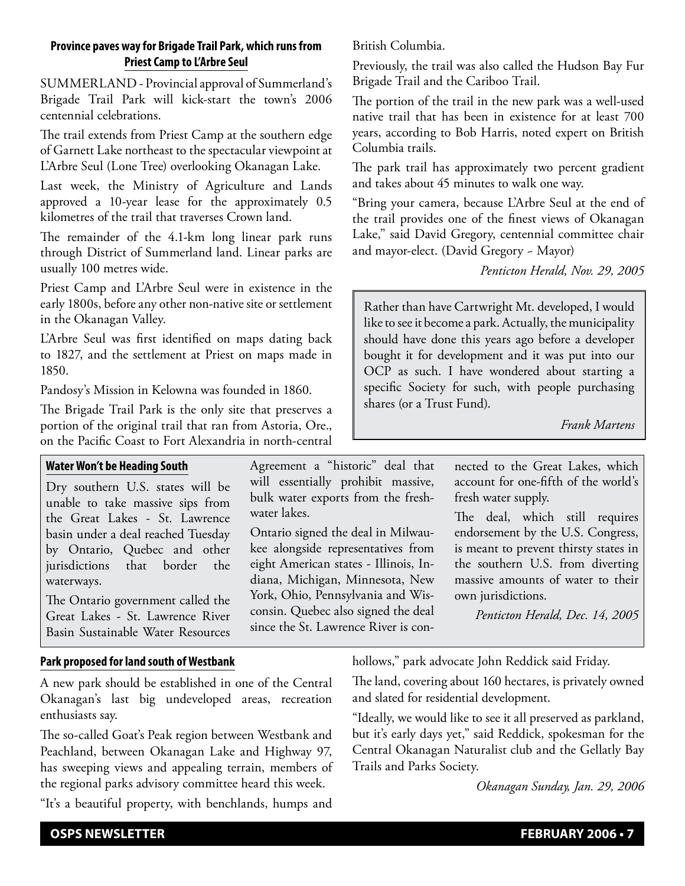## Province paves way for Brigade Trail Park, which runs from Priest Camp to L'Arbre Seul

SUMMERLAND - Provincial approval of Summerland's Brigade Trail Park will kick-start the town's 2006 centennial celebrations.

The trail extends from Priest Camp at the southern edge of Garnett Lake northeast to the spectacular viewpoint at L'Arbre Seul (Lone Tree) overlooking Okanagan Lake.

Last week, the Ministry of Agriculture and Lands approved a 10-year lease for the approximately 0.5 kilometres of the trail that traverses Crown land.

The remainder of the 4.1-km long linear park runs through District of Summerland land. Linear parks are usually 100 metres wide.

Priest Camp and L'Arbre Seul were in existence in the early 1800s, before any other non-native site or settlement in the Okanagan Valley.

L'Arbre Seul was first identified on maps dating back to 1827, and the settlement at Priest on maps made in 1850.

Pandosy's Mission in Kelowna was founded in 1860.

The Brigade Trail Park is the only site that preserves a portion of the original trail that ran from Astoria, Ore., on the Pacific Coast to Fort Alexandria in north-central British Columbia.

Previously, the trail was also called the Hudson Bay Fur Brigade Trail and the Cariboo Trail.

The portion of the trail in the new park was a well-used native trail that has been in existence for at least 700 years, according to Bob Harris, noted expert on British Columbia trails.

The park trail has approximately two percent gradient and takes about 45 minutes to walk one way.

"Bring your camera, because L'Arbre Seul at the end of the trail provides one of the finest views of Okanagan Lake," said David Gregory, centennial committee chair and mayor-elect. (David Gregory ~ Mayor)

*Penticton Herald, Nov. 29, 2005*

---

Rather than have Cartwright Mt. developed, I would like to see it become a park. Actually, the municipality should have done this years ago before a developer bought it for development and it was put into our OCP as such. I have wondered about starting a specific Society for such, with people purchasing shares (or a Trust Fund).

*Frank Martens*

---

## Water Won't be Heading South

Dry southern U.S. states will be unable to take massive sips from the Great Lakes - St. Lawrence basin under a deal reached Tuesday by Ontario, Quebec and other jurisdictions that border the waterways.

The Ontario government called the Great Lakes - St. Lawrence River Basin Sustainable Water Resources Agreement a "historic" deal that will essentially prohibit massive, bulk water exports from the freshwater lakes.

Ontario signed the deal in Milwaukee alongside representatives from eight American states - Illinois, Indiana, Michigan, Minnesota, New York, Ohio, Pennsylvania and Wisconsin. Quebec also signed the deal since the St. Lawrence River is connected to the Great Lakes, which account for one-fifth of the world's fresh water supply.

The deal, which still requires endorsement by the U.S. Congress, is meant to prevent thirsty states in the southern U.S. from diverting massive amounts of water to their own jurisdictions.

*Penticton Herald, Dec. 14, 2005*

---

## Park proposed for land south of Westbank

A new park should be established in one of the Central Okanagan's last big undeveloped areas, recreation enthusiasts say.

The so-called Goat's Peak region between Westbank and Peachland, between Okanagan Lake and Highway 97, has sweeping views and appealing terrain, members of the regional parks advisory committee heard this week.

"It's a beautiful property, with benchlands, humps and hollows," park advocate John Reddick said Friday.

The land, covering about 160 hectares, is privately owned and slated for residential development.

"Ideally, we would like to see it all preserved as parkland, but it's early days yet," said Reddick, spokesman for the Central Okanagan Naturalist club and the Gellatly Bay Trails and Parks Society.

*Okanagan Sunday, Jan. 29, 2006*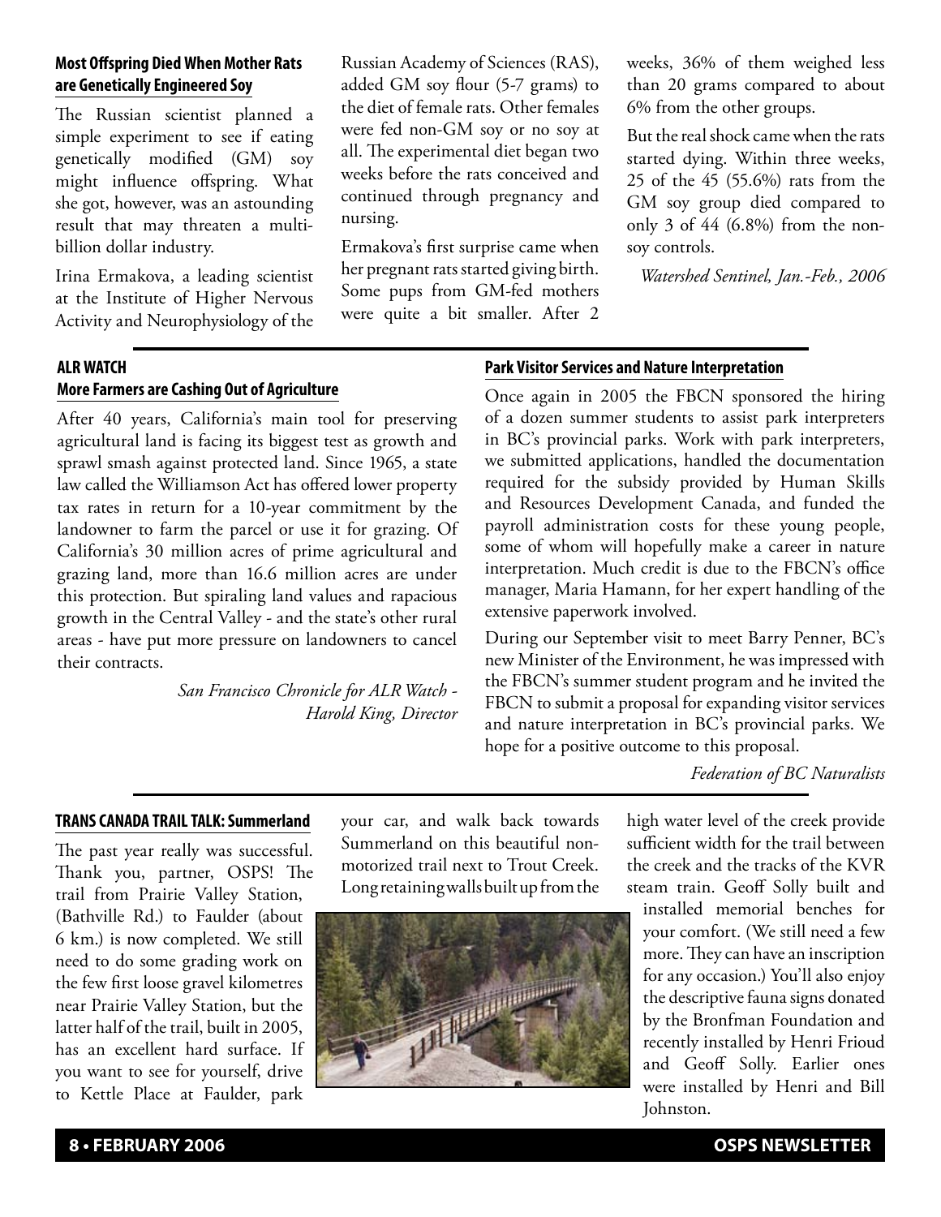### Most Offspring Died When Mother Rats are Genetically Engineered Soy

The Russian scientist planned a simple experiment to see if eating genetically modified (GM) soy might influence offspring. What she got, however, was an astounding result that may threaten a multi-billion dollar industry.

Irina Ermakova, a leading scientist at the Institute of Higher Nervous Activity and Neurophysiology of the Russian Academy of Sciences (RAS), added GM soy flour (5-7 grams) to the diet of female rats. Other females were fed non-GM soy or no soy at all. The experimental diet began two weeks before the rats conceived and continued through pregnancy and nursing.

Ermakova's first surprise came when her pregnant rats started giving birth. Some pups from GM-fed mothers were quite a bit smaller. After 2 weeks, 36% of them weighed less than 20 grams compared to about 6% from the other groups.

But the real shock came when the rats started dying. Within three weeks, 25 of the 45 (55.6%) rats from the GM soy group died compared to only 3 of 44 (6.8%) from the non-soy controls.

*Watershed Sentinel, Jan.-Feb., 2006*

### ALR WATCH
### More Farmers are Cashing Out of Agriculture

After 40 years, California's main tool for preserving agricultural land is facing its biggest test as growth and sprawl smash against protected land. Since 1965, a state law called the Williamson Act has offered lower property tax rates in return for a 10-year commitment by the landowner to farm the parcel or use it for grazing. Of California's 30 million acres of prime agricultural and grazing land, more than 16.6 million acres are under this protection. But spiraling land values and rapacious growth in the Central Valley - and the state's other rural areas - have put more pressure on landowners to cancel their contracts.

*San Francisco Chronicle for ALR Watch - Harold King, Director*

### Park Visitor Services and Nature Interpretation

Once again in 2005 the FBCN sponsored the hiring of a dozen summer students to assist park interpreters in BC's provincial parks. Work with park interpreters, we submitted applications, handled the documentation required for the subsidy provided by Human Skills and Resources Development Canada, and funded the payroll administration costs for these young people, some of whom will hopefully make a career in nature interpretation. Much credit is due to the FBCN's office manager, Maria Hamann, for her expert handling of the extensive paperwork involved.

During our September visit to meet Barry Penner, BC's new Minister of the Environment, he was impressed with the FBCN's summer student program and he invited the FBCN to submit a proposal for expanding visitor services and nature interpretation in BC's provincial parks. We hope for a positive outcome to this proposal.

*Federation of BC Naturalists*

### TRANS CANADA TRAIL TALK: Summerland

The past year really was successful. Thank you, partner, OSPS! The trail from Prairie Valley Station, (Bathville Rd.) to Faulder (about 6 km.) is now completed. We still need to do some grading work on the few first loose gravel kilometres near Prairie Valley Station, but the latter half of the trail, built in 2005, has an excellent hard surface. If you want to see for yourself, drive to Kettle Place at Faulder, park your car, and walk back towards Summerland on this beautiful non-motorized trail next to Trout Creek. Long retaining walls built up from the high water level of the creek provide sufficient width for the trail between the creek and the tracks of the KVR steam train. Geoff Solly built and installed memorial benches for your comfort. (We still need a few more. They can have an inscription for any occasion.) You'll also enjoy the descriptive fauna signs donated by the Bronfman Foundation and recently installed by Henri Frioud and Geoff Solly. Earlier ones were installed by Henri and Bill Johnston.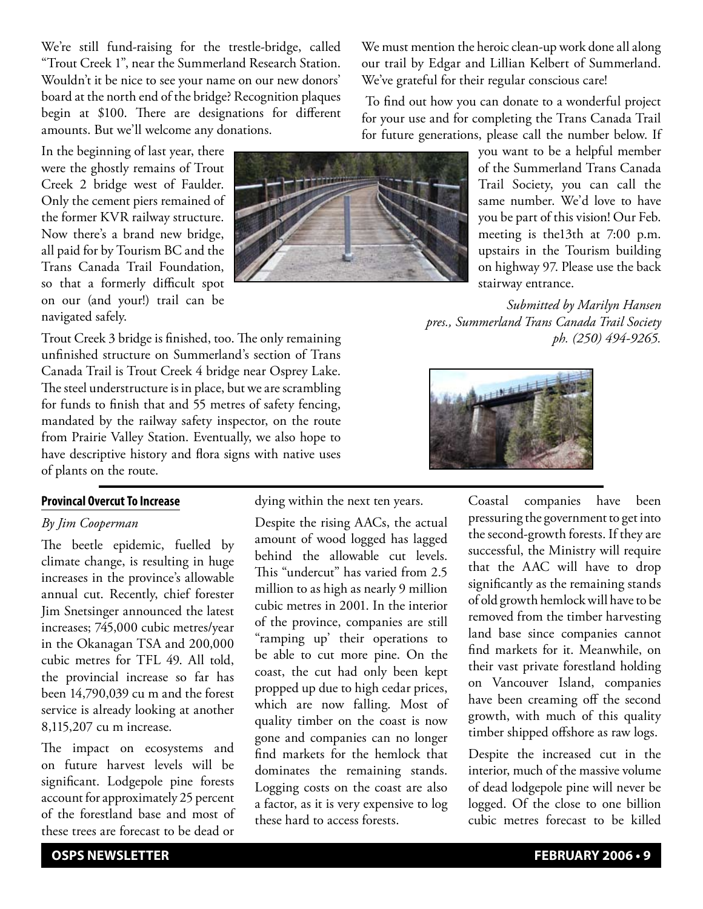We're still fund-raising for the trestle-bridge, called "Trout Creek 1", near the Summerland Research Station. Wouldn't it be nice to see your name on our new donors' board at the north end of the bridge? Recognition plaques begin at $100. There are designations for different amounts. But we'll welcome any donations.

In the beginning of last year, there were the ghostly remains of Trout Creek 2 bridge west of Faulder. Only the cement piers remained of the former KVR railway structure. Now there's a brand new bridge, all paid for by Tourism BC and the Trans Canada Trail Foundation, so that a formerly difficult spot on our (and your!) trail can be navigated safely.

Trout Creek 3 bridge is finished, too. The only remaining unfinished structure on Summerland's section of Trans Canada Trail is Trout Creek 4 bridge near Osprey Lake. The steel understructure is in place, but we are scrambling for funds to finish that and 55 metres of safety fencing, mandated by the railway safety inspector, on the route from Prairie Valley Station. Eventually, we also hope to have descriptive history and flora signs with native uses of plants on the route.

We must mention the heroic clean-up work done all along our trail by Edgar and Lillian Kelbert of Summerland. We've grateful for their regular conscious care!

To find out how you can donate to a wonderful project for your use and for completing the Trans Canada Trail for future generations, please call the number below. If you want to be a helpful member of the Summerland Trans Canada Trail Society, you can call the same number. We'd love to have you be part of this vision! Our Feb. meeting is the13th at 7:00 p.m. upstairs in the Tourism building on highway 97. Please use the back stairway entrance.

*Submitted by Marilyn Hansen*
*pres., Summerland Trans Canada Trail Society*
*ph. (250) 494-9265.*

## Provincal Overcut To Increase

*By Jim Cooperman*

The beetle epidemic, fuelled by climate change, is resulting in huge increases in the province's allowable annual cut. Recently, chief forester Jim Snetsinger announced the latest increases; 745,000 cubic metres/year in the Okanagan TSA and 200,000 cubic metres for TFL 49. All told, the provincial increase so far has been 14,790,039 cu m and the forest service is already looking at another 8,115,207 cu m increase.

The impact on ecosystems and on future harvest levels will be significant. Lodgepole pine forests account for approximately 25 percent of the forestland base and most of these trees are forecast to be dead or dying within the next ten years.

Despite the rising AACs, the actual amount of wood logged has lagged behind the allowable cut levels. This "undercut" has varied from 2.5 million to as high as nearly 9 million cubic metres in 2001. In the interior of the province, companies are still "ramping up' their operations to be able to cut more pine. On the coast, the cut had only been kept propped up due to high cedar prices, which are now falling. Most of quality timber on the coast is now gone and companies can no longer find markets for the hemlock that dominates the remaining stands. Logging costs on the coast are also a factor, as it is very expensive to log these hard to access forests.

Coastal companies have been pressuring the government to get into the second-growth forests. If they are successful, the Ministry will require that the AAC will have to drop significantly as the remaining stands of old growth hemlock will have to be removed from the timber harvesting land base since companies cannot find markets for it. Meanwhile, on their vast private forestland holding on Vancouver Island, companies have been creaming off the second growth, with much of this quality timber shipped offshore as raw logs.

Despite the increased cut in the interior, much of the massive volume of dead lodgepole pine will never be logged. Of the close to one billion cubic metres forecast to be killed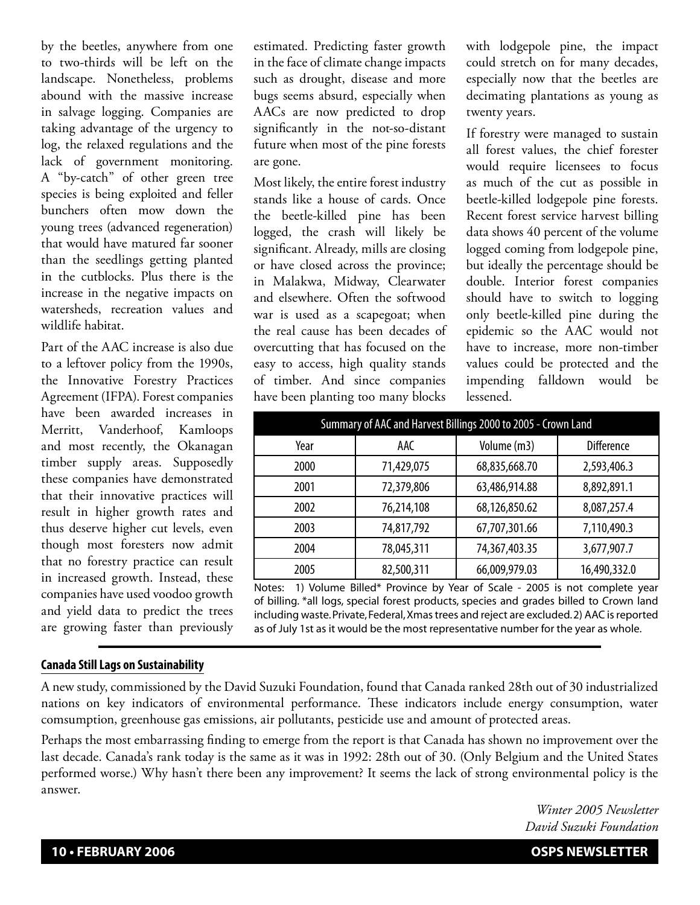by the beetles, anywhere from one to two-thirds will be left on the landscape. Nonetheless, problems abound with the massive increase in salvage logging. Companies are taking advantage of the urgency to log, the relaxed regulations and the lack of government monitoring. A "by-catch" of other green tree species is being exploited and feller bunchers often mow down the young trees (advanced regeneration) that would have matured far sooner than the seedlings getting planted in the cutblocks. Plus there is the increase in the negative impacts on watersheds, recreation values and wildlife habitat.

Part of the AAC increase is also due to a leftover policy from the 1990s, the Innovative Forestry Practices Agreement (IFPA). Forest companies have been awarded increases in Merritt, Vanderhoof, Kamloops and most recently, the Okanagan timber supply areas. Supposedly these companies have demonstrated that their innovative practices will result in higher growth rates and thus deserve higher cut levels, even though most foresters now admit that no forestry practice can result in increased growth. Instead, these companies have used voodoo growth and yield data to predict the trees are growing faster than previously estimated. Predicting faster growth in the face of climate change impacts such as drought, disease and more bugs seems absurd, especially when AACs are now predicted to drop significantly in the not-so-distant future when most of the pine forests are gone.

Most likely, the entire forest industry stands like a house of cards. Once the beetle-killed pine has been logged, the crash will likely be significant. Already, mills are closing or have closed across the province; in Malakwa, Midway, Clearwater and elsewhere. Often the softwood war is used as a scapegoat; when the real cause has been decades of overcutting that has focused on the easy to access, high quality stands of timber. And since companies have been planting too many blocks with lodgepole pine, the impact could stretch on for many decades, especially now that the beetles are decimating plantations as young as twenty years.

If forestry were managed to sustain all forest values, the chief forester would require licensees to focus as much of the cut as possible in beetle-killed lodgepole pine forests. Recent forest service harvest billing data shows 40 percent of the volume logged coming from lodgepole pine, but ideally the percentage should be double. Interior forest companies should have to switch to logging only beetle-killed pine during the epidemic so the AAC would not have to increase, more non-timber values could be protected and the impending falldown would be lessened.

Summary of AAC and Harvest Billings 2000 to 2005 - Crown Land

| Year | AAC | Volume (m3) | Difference |
|---|---|---|---|
| 2000 | 71,429,075 | 68,835,668.70 | 2,593,406.3 |
| 2001 | 72,379,806 | 63,486,914.88 | 8,892,891.1 |
| 2002 | 76,214,108 | 68,126,850.62 | 8,087,257.4 |
| 2003 | 74,817,792 | 67,707,301.66 | 7,110,490.3 |
| 2004 | 78,045,311 | 74,367,403.35 | 3,677,907.7 |
| 2005 | 82,500,311 | 66,009,979.03 | 16,490,332.0 |

Notes: 1) Volume Billed* Province by Year of Scale - 2005 is not complete year of billing. *all logs, special forest products, species and grades billed to Crown land including waste. Private, Federal, Xmas trees and reject are excluded. 2) AAC is reported as of July 1st as it would be the most representative number for the year as whole.

---

**Canada Still Lags on Sustainability**

A new study, commissioned by the David Suzuki Foundation, found that Canada ranked 28th out of 30 industrialized nations on key indicators of environmental performance. These indicators include energy consumption, water comsumption, greenhouse gas emissions, air pollutants, pesticide use and amount of protected areas.

Perhaps the most embarrassing finding to emerge from the report is that Canada has shown no improvement over the last decade. Canada's rank today is the same as it was in 1992: 28th out of 30. (Only Belgium and the United States performed worse.) Why hasn't there been any improvement? It seems the lack of strong environmental policy is the answer.

*Winter 2005 Newsletter*
*David Suzuki Foundation*